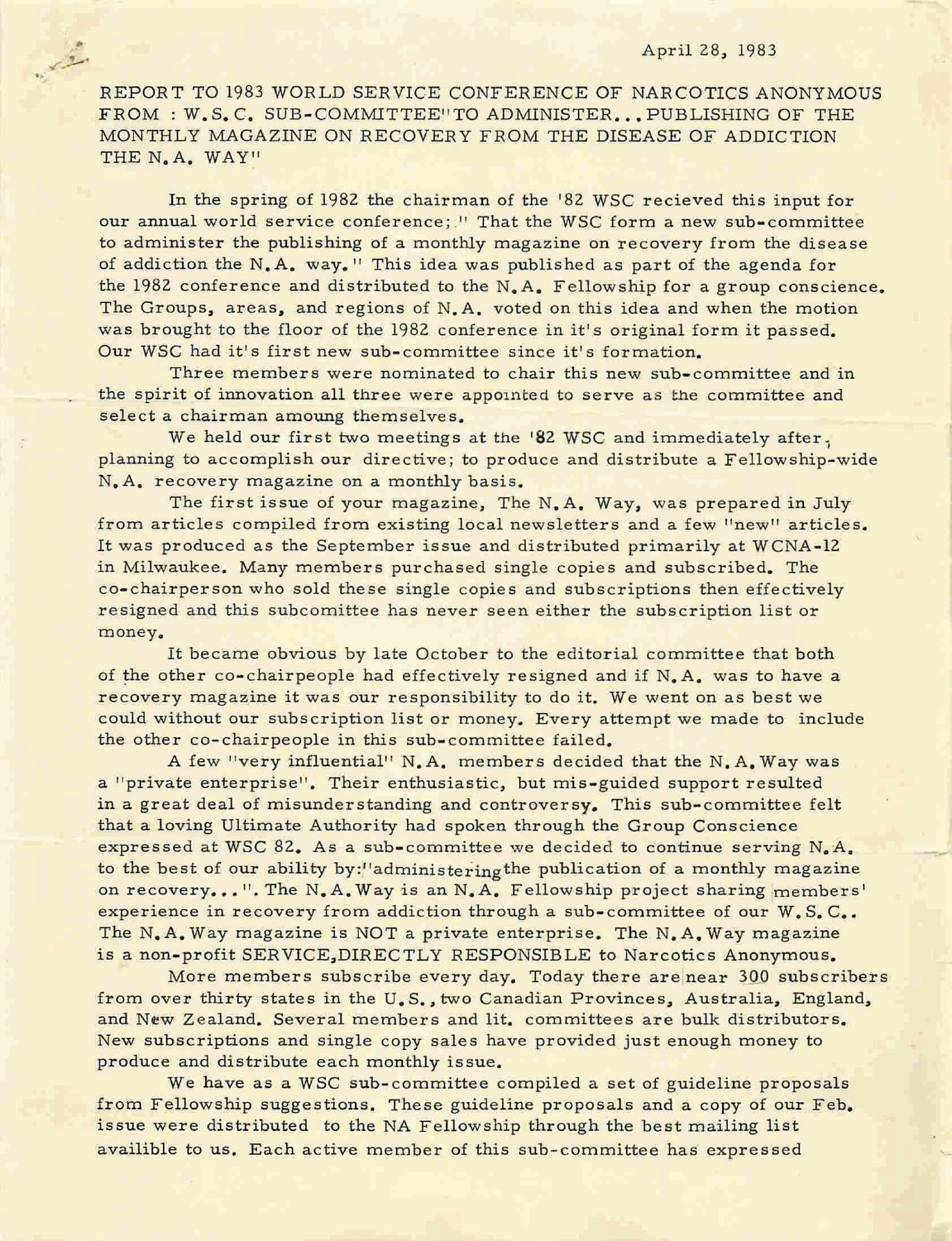April 28, 1983

REPORT TO 1983 WORLD SERVICE CONFERENCE OF NARCOTICS ANONYMOUS FROM : W.S.C. SUB-COMMITTEE"TO ADMINISTER...PUBLISHING OF THE MONTHLY MAGAZINE ON RECOVERY FROM THE DISEASE OF ADDICTION THE N.A. WAY"

In the spring of 1982 the chairman of the '82 WSC recieved this input for our annual world service conference; " That the WSC form a new sub-committee to administer the publishing of a monthly magazine on recovery from the disease of addiction the N.A. way." This idea was published as part of the agenda for the 1982 conference and distributed to the N.A. Fellowship for a group conscience. The Groups, areas, and regions of N.A. voted on this idea and when the motion was brought to the floor of the 1982 conference in it's original form it passed. Our WSC had it's first new sub-committee since it's formation.

Three members were nominated to chair this new sub-committee and in the spirit of innovation all three were appointed to serve as the committee and select a chairman amoung themselves.

We held our first two meetings at the '82 WSC and immediately after, planning to accomplish our directive; to produce and distribute a Fellowship-wide N.A. recovery magazine on a monthly basis.

The first issue of your magazine, The N.A. Way, was prepared in July from articles compiled from existing local newsletters and a few "new" articles. It was produced as the September issue and distributed primarily at WCNA-12 in Milwaukee. Many members purchased single copies and subscribed. The co-chairperson who sold these single copies and subscriptions then effectively resigned and this subcomittee has never seen either the subscription list or money.

It became obvious by late October to the editorial committee that both of the other co-chairpeople had effectively resigned and if N.A. was to have a recovery magazine it was our responsibility to do it. We went on as best we could without our subscription list or money. Every attempt we made to include the other co-chairpeople in this sub-committee failed.

A few "very influential" N.A. members decided that the N.A. Way was a "private enterprise". Their enthusiastic, but mis-guided support resulted in a great deal of misunderstanding and controversy. This sub-committee felt that a loving Ultimate Authority had spoken through the Group Conscience expressed at WSC 82. As a sub-committee we decided to continue serving N.A. to the best of our ability by:"administering the publication of a monthly magazine on recovery...". The N.A.Way is an N.A. Fellowship project sharing members' experience in recovery from addiction through a sub-committee of our W.S.C.. The N.A.Way magazine is NOT a private enterprise. The N.A.Way magazine is a non-profit SERVICE,DIRECTLY RESPONSIBLE to Narcotics Anonymous.

More members subscribe every day. Today there are near 300 subscribers from over thirty states in the U.S., two Canadian Provinces, Australia, England, and New Zealand. Several members and lit. committees are bulk distributors. New subscriptions and single copy sales have provided just enough money to produce and distribute each monthly issue.

We have as a WSC sub-committee compiled a set of guideline proposals from Fellowship suggestions. These guideline proposals and a copy of our Feb. issue were distributed to the NA Fellowship through the best mailing list availible to us. Each active member of this sub-committee has expressed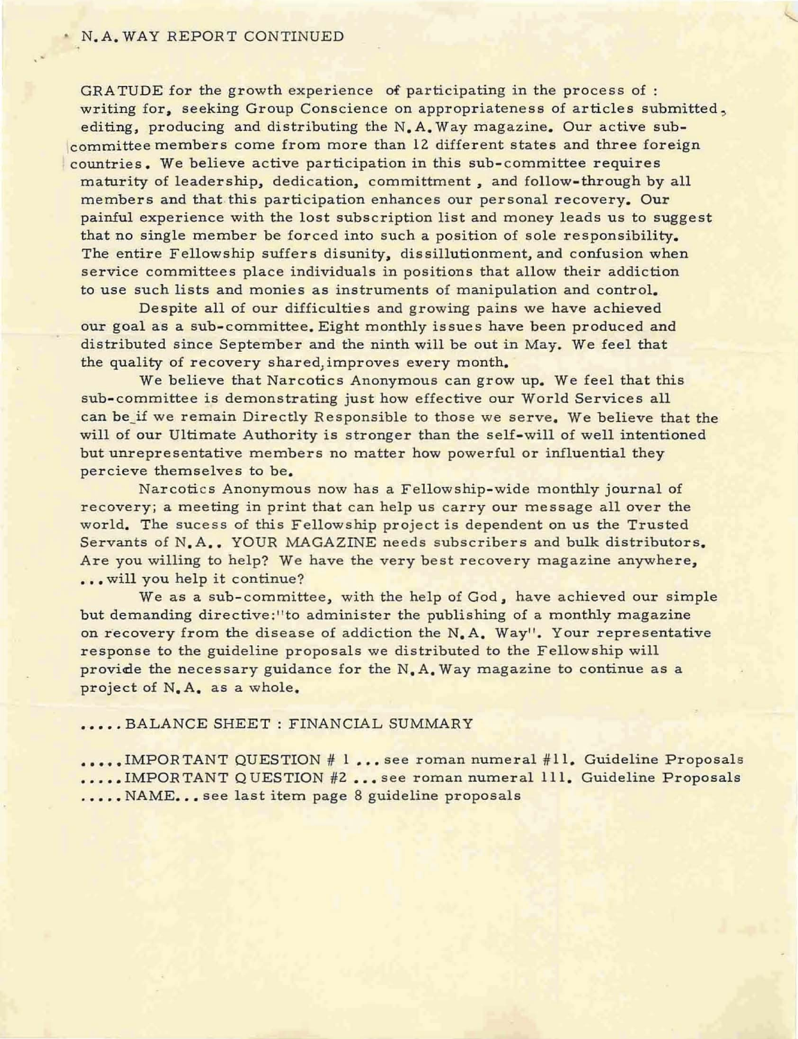N.A. WAY REPORT CONTINUED

GRATUDE for the growth experience of participating in the process of : writing for, seeking Group Conscience on appropriateness of articles submitted, editing, producing and distributing the N.A. Way magazine. Our active sub-committee members come from more than 12 different states and three foreign countries. We believe active participation in this sub-committee requires maturity of leadership, dedication, committment , and follow-through by all members and that this participation enhances our personal recovery. Our painful experience with the lost subscription list and money leads us to suggest that no single member be forced into such a position of sole responsibility. The entire Fellowship suffers disunity, dissillutionment, and confusion when service committees place individuals in positions that allow their addiction to use such lists and monies as instruments of manipulation and control.

Despite all of our difficulties and growing pains we have achieved our goal as a sub-committee. Eight monthly issues have been produced and distributed since September and the ninth will be out in May. We feel that the quality of recovery shared, improves every month.

We believe that Narcotics Anonymous can grow up. We feel that this sub-committee is demonstrating just how effective our World Services all can be if we remain Directly Responsible to those we serve. We believe that the will of our Ultimate Authority is stronger than the self-will of well intentioned but unrepresentative members no matter how powerful or influential they percieve themselves to be.

Narcotics Anonymous now has a Fellowship-wide monthly journal of recovery; a meeting in print that can help us carry our message all over the world. The sucess of this Fellowship project is dependent on us the Trusted Servants of N.A.. YOUR MAGAZINE needs subscribers and bulk distributors. Are you willing to help? We have the very best recovery magazine anywhere, ...will you help it continue?

We as a sub-committee, with the help of God, have achieved our simple but demanding directive:"to administer the publishing of a monthly magazine on recovery from the disease of addiction the N.A. Way". Your representative response to the guideline proposals we distributed to the Fellowship will provide the necessary guidance for the N.A. Way magazine to continue as a project of N.A. as a whole.

.....BALANCE SHEET : FINANCIAL SUMMARY

.....IMPORTANT QUESTION # 1 ... see roman numeral #11. Guideline Proposals
.....IMPORTANT QUESTION #2 ... see roman numeral 111. Guideline Proposals
.....NAME... see last item page 8 guideline proposals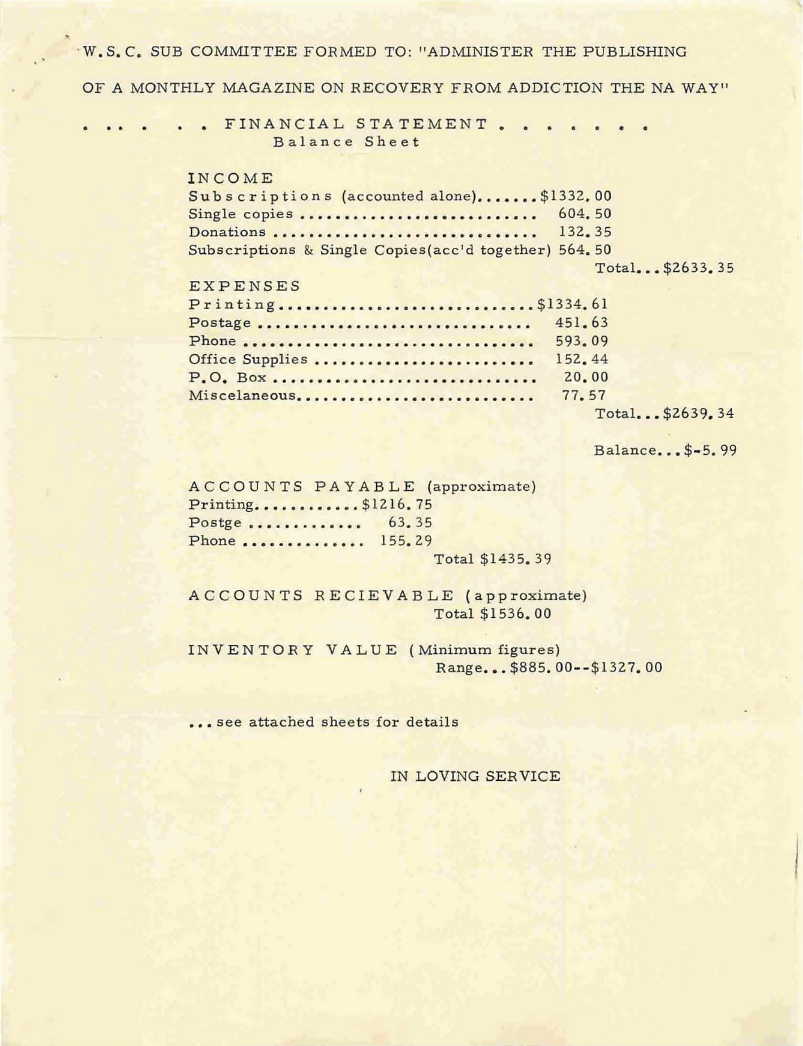W.S.C. SUB COMMITTEE FORMED TO: "ADMINISTER THE PUBLISHING OF A MONTHLY MAGAZINE ON RECOVERY FROM ADDICTION THE NA WAY"

## ...... FINANCIAL STATEMENT .......

### Balance Sheet

**INCOME**

| | | |
|---|---|---|
| Subscriptions (accounted alone) | $1332.00 | |
| Single copies | 604.50 | |
| Donations | 132.35 | |
| Subscriptions & Single Copies(acc'd together) | 564.50 | |
| | | Total...$2633.35 |

**EXPENSES**

| | | |
|---|---|---|
| Printing | $1334.61 | |
| Postage | 451.63 | |
| Phone | 593.09 | |
| Office Supplies | 152.44 | |
| P.O. Box | 20.00 | |
| Miscelaneous | 77.57 | |
| | | Total...$2639.34 |

Balance...$-5.99

**ACCOUNTS PAYABLE** (approximate)

| | |
|---|---|
| Printing | $1216.75 |
| Postge | 63.35 |
| Phone | 155.29 |
| | Total $1435.39 |

**ACCOUNTS RECIEVABLE** (approximate)

Total $1536.00

**INVENTORY VALUE** (Minimum figures)

Range...$885.00--$1327.00

...see attached sheets for details

IN LOVING SERVICE